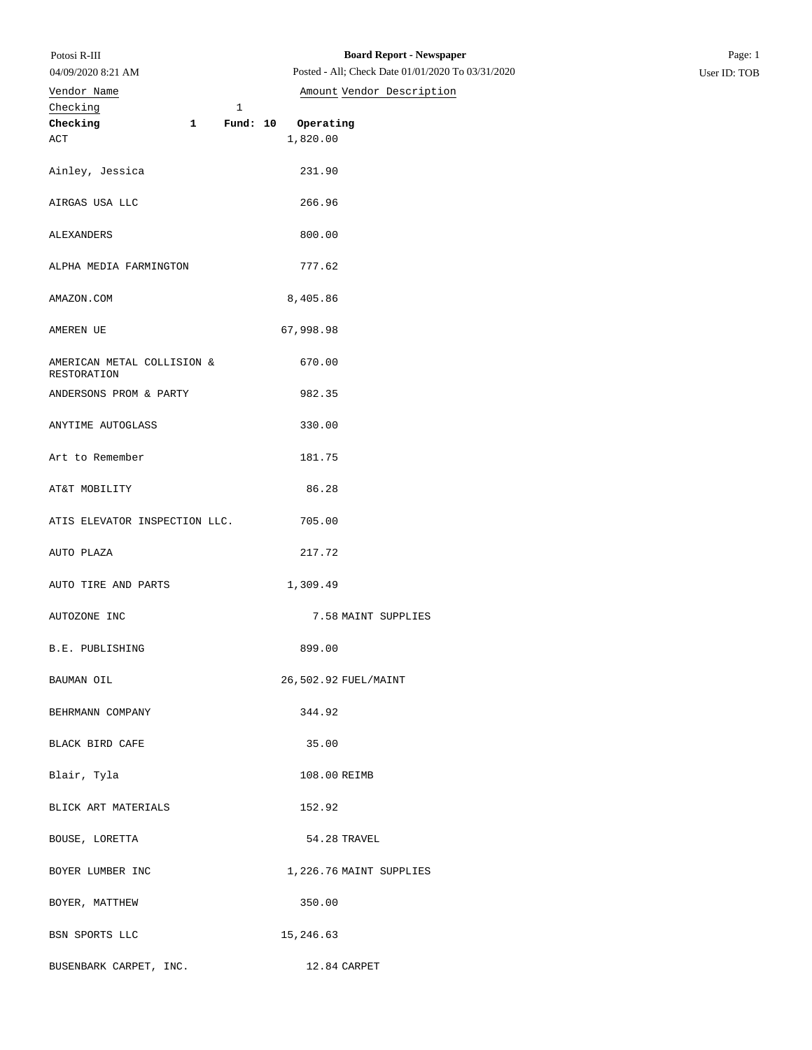**Potosi R-III**

04/09/2020 8:21 AM

**Board Report - Newspaper**

Posted - All; Check Date 01/01/2020 To 03/31/2020

User ID: TOB

Checking 1

**Checking 1 Fund: 10 Operating**

| Vendor Name | Amount | Vendor Description |
|---|---|---|
| ACT | 1,820.00 | |
| Ainley, Jessica | 231.90 | |
| AIRGAS USA LLC | 266.96 | |
| ALEXANDERS | 800.00 | |
| ALPHA MEDIA FARMINGTON | 777.62 | |
| AMAZON.COM | 8,405.86 | |
| AMEREN UE | 67,998.98 | |
| AMERICAN METAL COLLISION & RESTORATION | 670.00 | |
| ANDERSONS PROM & PARTY | 982.35 | |
| ANYTIME AUTOGLASS | 330.00 | |
| Art to Remember | 181.75 | |
| AT&T MOBILITY | 86.28 | |
| ATIS ELEVATOR INSPECTION LLC. | 705.00 | |
| AUTO PLAZA | 217.72 | |
| AUTO TIRE AND PARTS | 1,309.49 | |
| AUTOZONE INC | 7.58 | MAINT SUPPLIES |
| B.E. PUBLISHING | 899.00 | |
| BAUMAN OIL | 26,502.92 | FUEL/MAINT |
| BEHRMANN COMPANY | 344.92 | |
| BLACK BIRD CAFE | 35.00 | |
| Blair, Tyla | 108.00 | REIMB |
| BLICK ART MATERIALS | 152.92 | |
| BOUSE, LORETTA | 54.28 | TRAVEL |
| BOYER LUMBER INC | 1,226.76 | MAINT SUPPLIES |
| BOYER, MATTHEW | 350.00 | |
| BSN SPORTS LLC | 15,246.63 | |
| BUSENBARK CARPET, INC. | 12.84 | CARPET |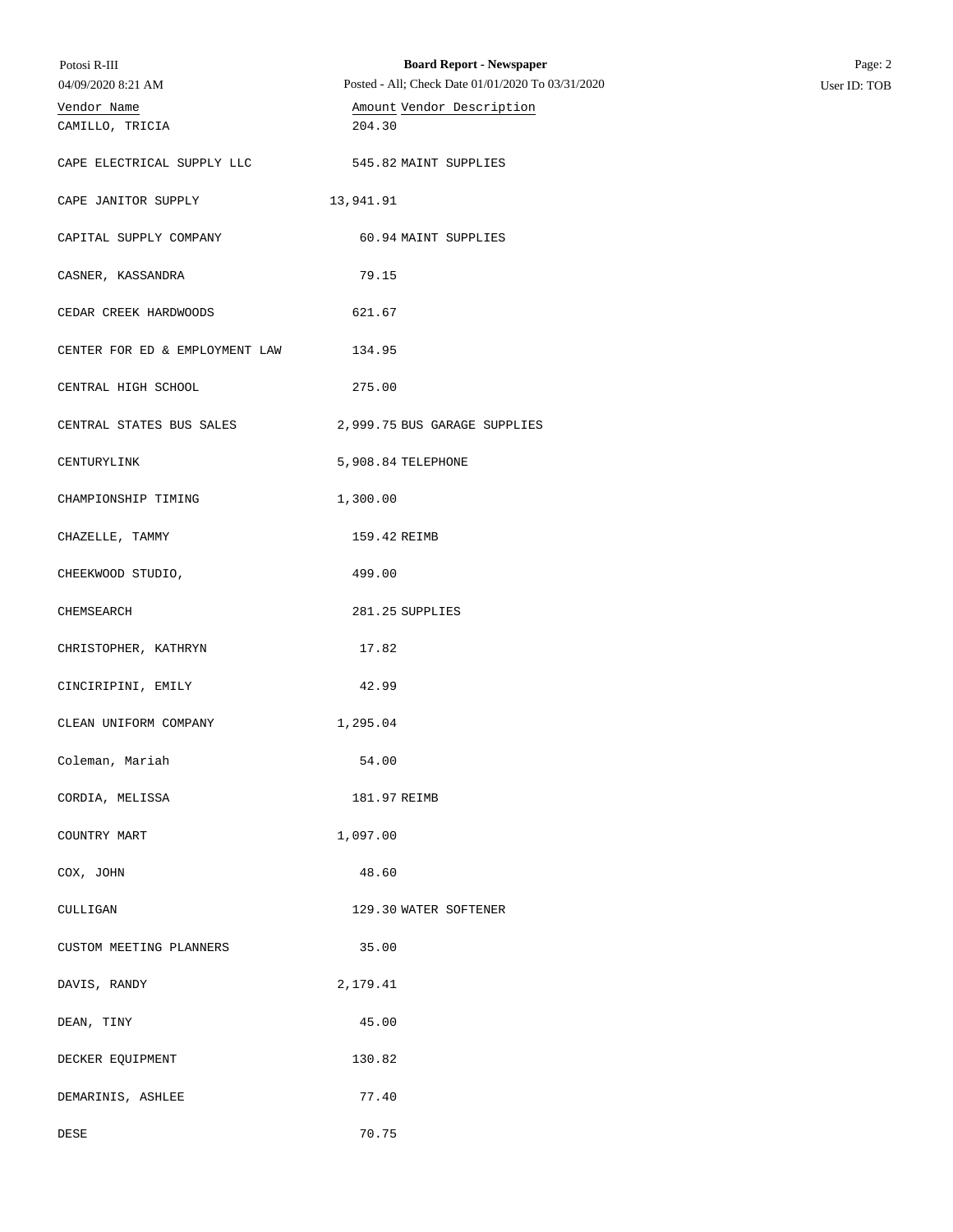| Vendor Name | Amount | Vendor Description |
|---|---|---|
| CAMILLO, TRICIA | 204.30 | |
| CAPE ELECTRICAL SUPPLY LLC | 545.82 | MAINT SUPPLIES |
| CAPE JANITOR SUPPLY | 13,941.91 | |
| CAPITAL SUPPLY COMPANY | 60.94 | MAINT SUPPLIES |
| CASNER, KASSANDRA | 79.15 | |
| CEDAR CREEK HARDWOODS | 621.67 | |
| CENTER FOR ED & EMPLOYMENT LAW | 134.95 | |
| CENTRAL HIGH SCHOOL | 275.00 | |
| CENTRAL STATES BUS SALES | 2,999.75 | BUS GARAGE SUPPLIES |
| CENTURYLINK | 5,908.84 | TELEPHONE |
| CHAMPIONSHIP TIMING | 1,300.00 | |
| CHAZELLE, TAMMY | 159.42 | REIMB |
| CHEEKWOOD STUDIO, | 499.00 | |
| CHEMSEARCH | 281.25 | SUPPLIES |
| CHRISTOPHER, KATHRYN | 17.82 | |
| CINCIRIPINI, EMILY | 42.99 | |
| CLEAN UNIFORM COMPANY | 1,295.04 | |
| Coleman, Mariah | 54.00 | |
| CORDIA, MELISSA | 181.97 | REIMB |
| COUNTRY MART | 1,097.00 | |
| COX, JOHN | 48.60 | |
| CULLIGAN | 129.30 | WATER SOFTENER |
| CUSTOM MEETING PLANNERS | 35.00 | |
| DAVIS, RANDY | 2,179.41 | |
| DEAN, TINY | 45.00 | |
| DECKER EQUIPMENT | 130.82 | |
| DEMARINIS, ASHLEE | 77.40 | |
| DESE | 70.75 | |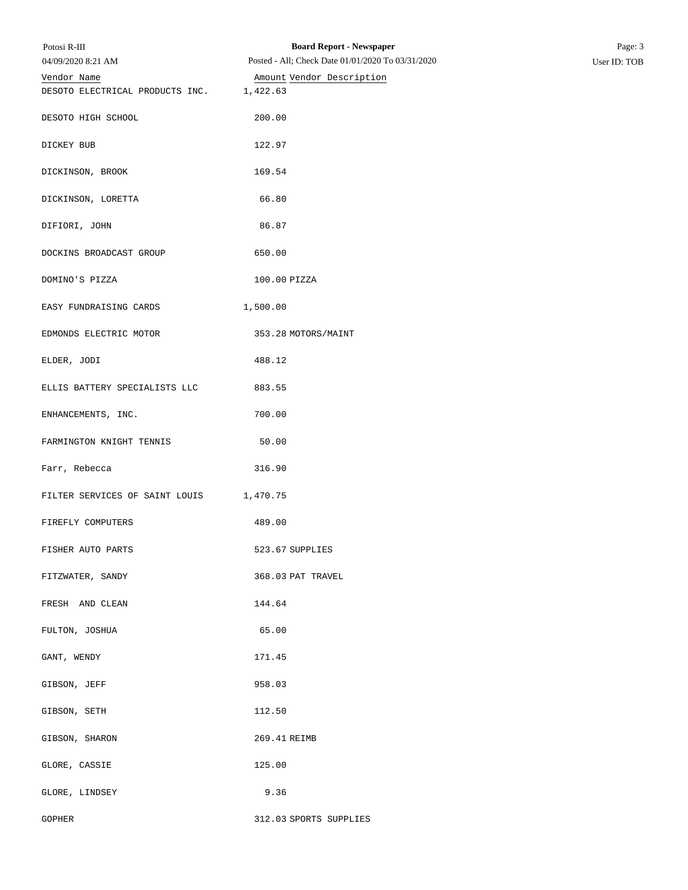| Vendor Name | Amount | Vendor Description |
|---|---|---|
| DESOTO ELECTRICAL PRODUCTS INC. | 1,422.63 | |
| DESOTO HIGH SCHOOL | 200.00 | |
| DICKEY BUB | 122.97 | |
| DICKINSON, BROOK | 169.54 | |
| DICKINSON, LORETTA | 66.80 | |
| DIFIORI, JOHN | 86.87 | |
| DOCKINS BROADCAST GROUP | 650.00 | |
| DOMINO'S PIZZA | 100.00 | PIZZA |
| EASY FUNDRAISING CARDS | 1,500.00 | |
| EDMONDS ELECTRIC MOTOR | 353.28 | MOTORS/MAINT |
| ELDER, JODI | 488.12 | |
| ELLIS BATTERY SPECIALISTS LLC | 883.55 | |
| ENHANCEMENTS, INC. | 700.00 | |
| FARMINGTON KNIGHT TENNIS | 50.00 | |
| Farr, Rebecca | 316.90 | |
| FILTER SERVICES OF SAINT LOUIS | 1,470.75 | |
| FIREFLY COMPUTERS | 489.00 | |
| FISHER AUTO PARTS | 523.67 | SUPPLIES |
| FITZWATER, SANDY | 368.03 | PAT TRAVEL |
| FRESH AND CLEAN | 144.64 | |
| FULTON, JOSHUA | 65.00 | |
| GANT, WENDY | 171.45 | |
| GIBSON, JEFF | 958.03 | |
| GIBSON, SETH | 112.50 | |
| GIBSON, SHARON | 269.41 | REIMB |
| GLORE, CASSIE | 125.00 | |
| GLORE, LINDSEY | 9.36 | |
| GOPHER | 312.03 | SPORTS SUPPLIES |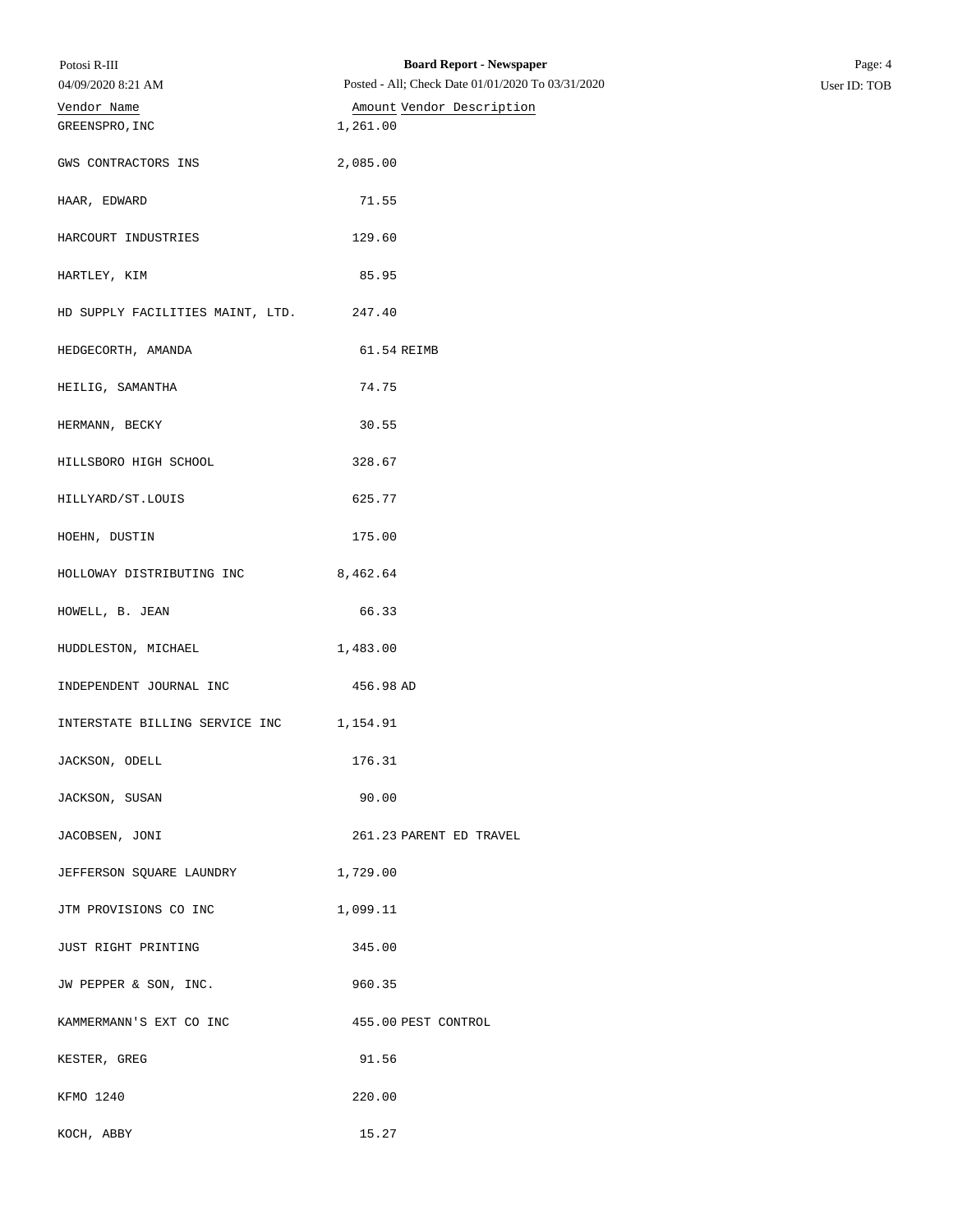| Vendor Name | Amount | Vendor Description |
|---|---|---|
| GREENSPRO,INC | 1,261.00 | |
| GWS CONTRACTORS INS | 2,085.00 | |
| HAAR, EDWARD | 71.55 | |
| HARCOURT INDUSTRIES | 129.60 | |
| HARTLEY, KIM | 85.95 | |
| HD SUPPLY FACILITIES MAINT, LTD. | 247.40 | |
| HEDGECORTH, AMANDA | 61.54 | REIMB |
| HEILIG, SAMANTHA | 74.75 | |
| HERMANN, BECKY | 30.55 | |
| HILLSBORO HIGH SCHOOL | 328.67 | |
| HILLYARD/ST.LOUIS | 625.77 | |
| HOEHN, DUSTIN | 175.00 | |
| HOLLOWAY DISTRIBUTING INC | 8,462.64 | |
| HOWELL, B. JEAN | 66.33 | |
| HUDDLESTON, MICHAEL | 1,483.00 | |
| INDEPENDENT JOURNAL INC | 456.98 | AD |
| INTERSTATE BILLING SERVICE INC | 1,154.91 | |
| JACKSON, ODELL | 176.31 | |
| JACKSON, SUSAN | 90.00 | |
| JACOBSEN, JONI | 261.23 | PARENT ED TRAVEL |
| JEFFERSON SQUARE LAUNDRY | 1,729.00 | |
| JTM PROVISIONS CO INC | 1,099.11 | |
| JUST RIGHT PRINTING | 345.00 | |
| JW PEPPER & SON, INC. | 960.35 | |
| KAMMERMANN'S EXT CO INC | 455.00 | PEST CONTROL |
| KESTER, GREG | 91.56 | |
| KFMO 1240 | 220.00 | |
| KOCH, ABBY | 15.27 | |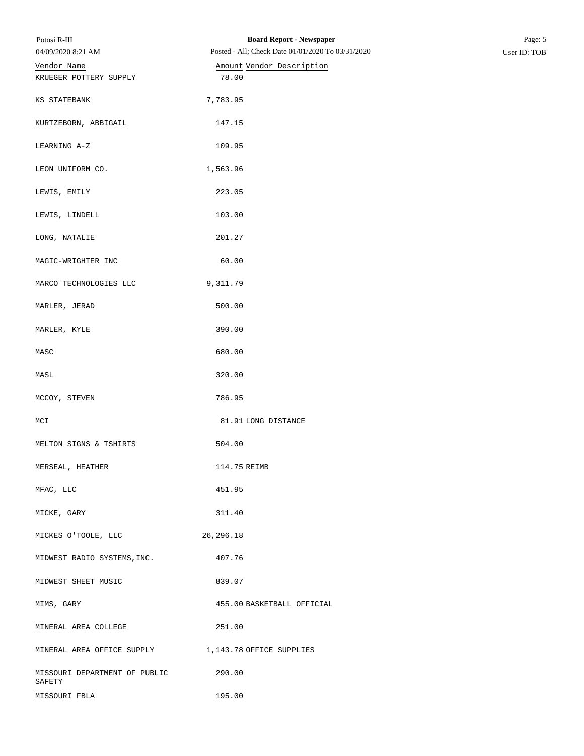| Vendor Name | Amount | Vendor Description |
|---|---|---|
| KRUEGER POTTERY SUPPLY | 78.00 | |
| KS STATEBANK | 7,783.95 | |
| KURTZEBORN, ABBIGAIL | 147.15 | |
| LEARNING A-Z | 109.95 | |
| LEON UNIFORM CO. | 1,563.96 | |
| LEWIS, EMILY | 223.05 | |
| LEWIS, LINDELL | 103.00 | |
| LONG, NATALIE | 201.27 | |
| MAGIC-WRIGHTER INC | 60.00 | |
| MARCO TECHNOLOGIES LLC | 9,311.79 | |
| MARLER, JERAD | 500.00 | |
| MARLER, KYLE | 390.00 | |
| MASC | 680.00 | |
| MASL | 320.00 | |
| MCCOY, STEVEN | 786.95 | |
| MCI | 81.91 | LONG DISTANCE |
| MELTON SIGNS & TSHIRTS | 504.00 | |
| MERSEAL, HEATHER | 114.75 | REIMB |
| MFAC, LLC | 451.95 | |
| MICKE, GARY | 311.40 | |
| MICKES O'TOOLE, LLC | 26,296.18 | |
| MIDWEST RADIO SYSTEMS,INC. | 407.76 | |
| MIDWEST SHEET MUSIC | 839.07 | |
| MIMS, GARY | 455.00 | BASKETBALL OFFICIAL |
| MINERAL AREA COLLEGE | 251.00 | |
| MINERAL AREA OFFICE SUPPLY | 1,143.78 | OFFICE SUPPLIES |
| MISSOURI DEPARTMENT OF PUBLIC SAFETY | 290.00 | |
| MISSOURI FBLA | 195.00 | |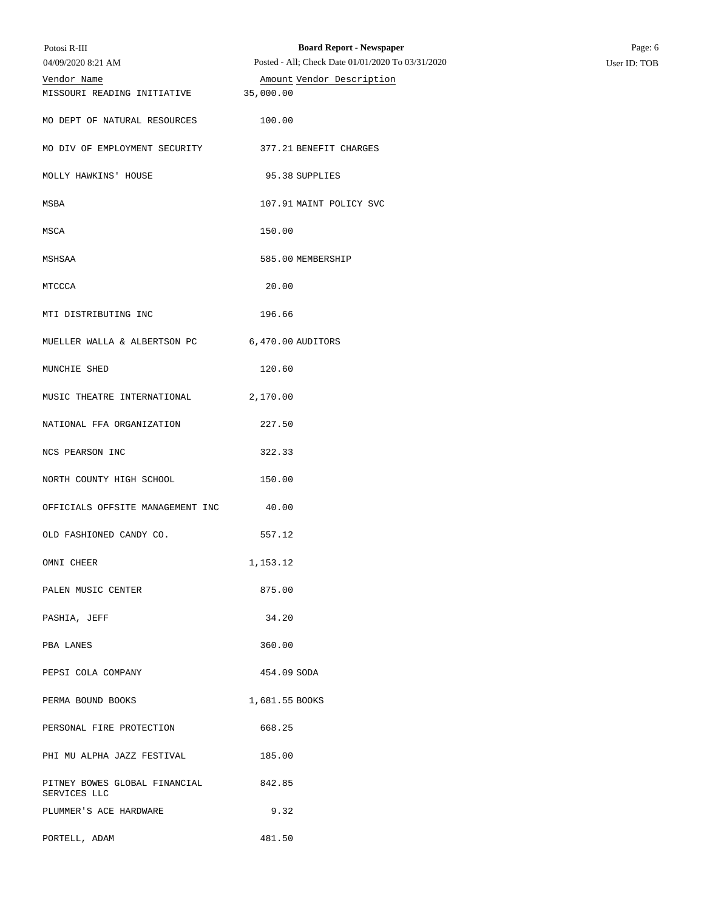| Vendor Name | Amount | Vendor Description |
|---|---|---|
| MISSOURI READING INITIATIVE | 35,000.00 | |
| MO DEPT OF NATURAL RESOURCES | 100.00 | |
| MO DIV OF EMPLOYMENT SECURITY | 377.21 | BENEFIT CHARGES |
| MOLLY HAWKINS' HOUSE | 95.38 | SUPPLIES |
| MSBA | 107.91 | MAINT POLICY SVC |
| MSCA | 150.00 | |
| MSHSAA | 585.00 | MEMBERSHIP |
| MTCCCA | 20.00 | |
| MTI DISTRIBUTING INC | 196.66 | |
| MUELLER WALLA & ALBERTSON PC | 6,470.00 | AUDITORS |
| MUNCHIE SHED | 120.60 | |
| MUSIC THEATRE INTERNATIONAL | 2,170.00 | |
| NATIONAL FFA ORGANIZATION | 227.50 | |
| NCS PEARSON INC | 322.33 | |
| NORTH COUNTY HIGH SCHOOL | 150.00 | |
| OFFICIALS OFFSITE MANAGEMENT INC | 40.00 | |
| OLD FASHIONED CANDY CO. | 557.12 | |
| OMNI CHEER | 1,153.12 | |
| PALEN MUSIC CENTER | 875.00 | |
| PASHIA, JEFF | 34.20 | |
| PBA LANES | 360.00 | |
| PEPSI COLA COMPANY | 454.09 | SODA |
| PERMA BOUND BOOKS | 1,681.55 | BOOKS |
| PERSONAL FIRE PROTECTION | 668.25 | |
| PHI MU ALPHA JAZZ FESTIVAL | 185.00 | |
| PITNEY BOWES GLOBAL FINANCIAL SERVICES LLC | 842.85 | |
| PLUMMER'S ACE HARDWARE | 9.32 | |
| PORTELL, ADAM | 481.50 | |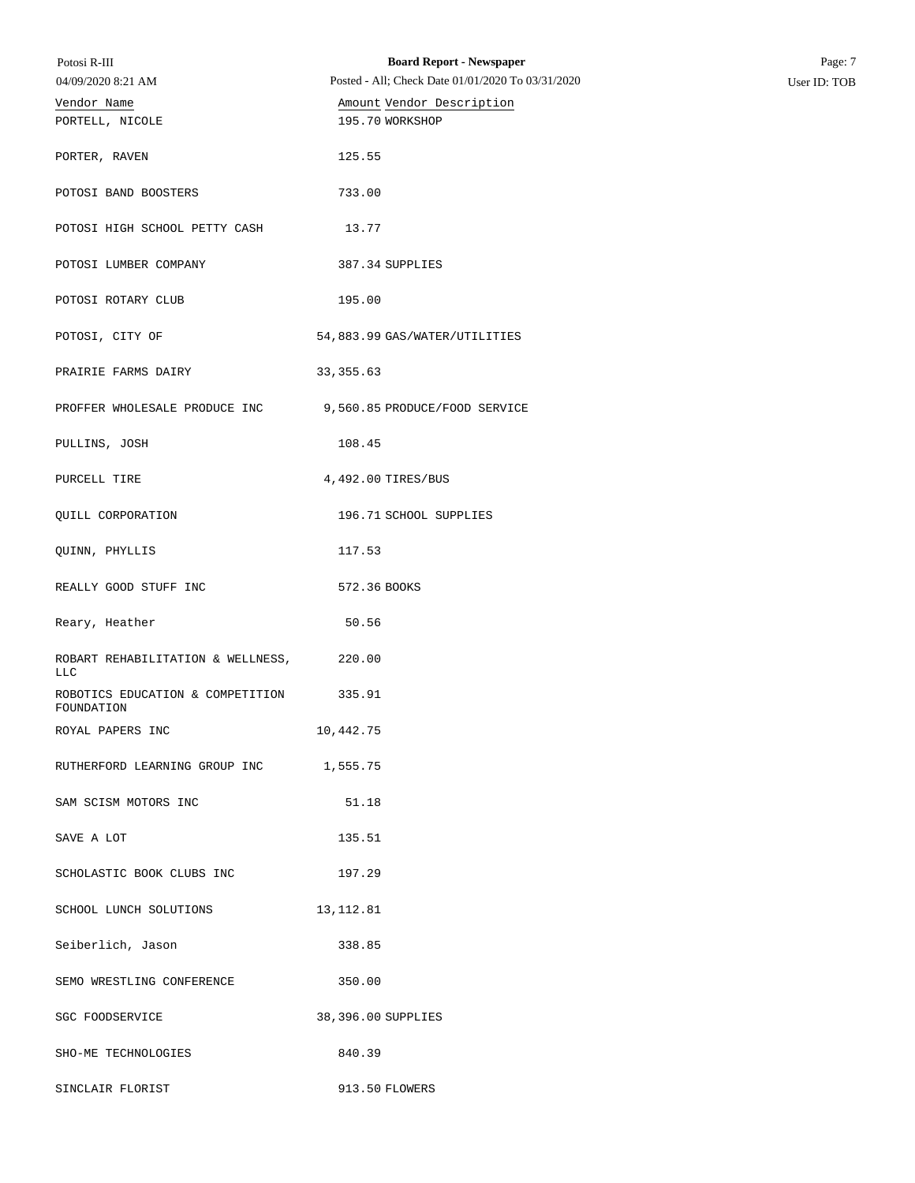| Vendor Name | Amount | Vendor Description |
| --- | --- | --- |
| PORTELL, NICOLE | 195.70 | WORKSHOP |
| PORTER, RAVEN | 125.55 | |
| POTOSI BAND BOOSTERS | 733.00 | |
| POTOSI HIGH SCHOOL PETTY CASH | 13.77 | |
| POTOSI LUMBER COMPANY | 387.34 | SUPPLIES |
| POTOSI ROTARY CLUB | 195.00 | |
| POTOSI, CITY OF | 54,883.99 | GAS/WATER/UTILITIES |
| PRAIRIE FARMS DAIRY | 33,355.63 | |
| PROFFER WHOLESALE PRODUCE INC | 9,560.85 | PRODUCE/FOOD SERVICE |
| PULLINS, JOSH | 108.45 | |
| PURCELL TIRE | 4,492.00 | TIRES/BUS |
| QUILL CORPORATION | 196.71 | SCHOOL SUPPLIES |
| QUINN, PHYLLIS | 117.53 | |
| REALLY GOOD STUFF INC | 572.36 | BOOKS |
| Reary, Heather | 50.56 | |
| ROBART REHABILITATION & WELLNESS, LLC | 220.00 | |
| ROBOTICS EDUCATION & COMPETITION FOUNDATION | 335.91 | |
| ROYAL PAPERS INC | 10,442.75 | |
| RUTHERFORD LEARNING GROUP INC | 1,555.75 | |
| SAM SCISM MOTORS INC | 51.18 | |
| SAVE A LOT | 135.51 | |
| SCHOLASTIC BOOK CLUBS INC | 197.29 | |
| SCHOOL LUNCH SOLUTIONS | 13,112.81 | |
| Seiberlich, Jason | 338.85 | |
| SEMO WRESTLING CONFERENCE | 350.00 | |
| SGC FOODSERVICE | 38,396.00 | SUPPLIES |
| SHO-ME TECHNOLOGIES | 840.39 | |
| SINCLAIR FLORIST | 913.50 | FLOWERS |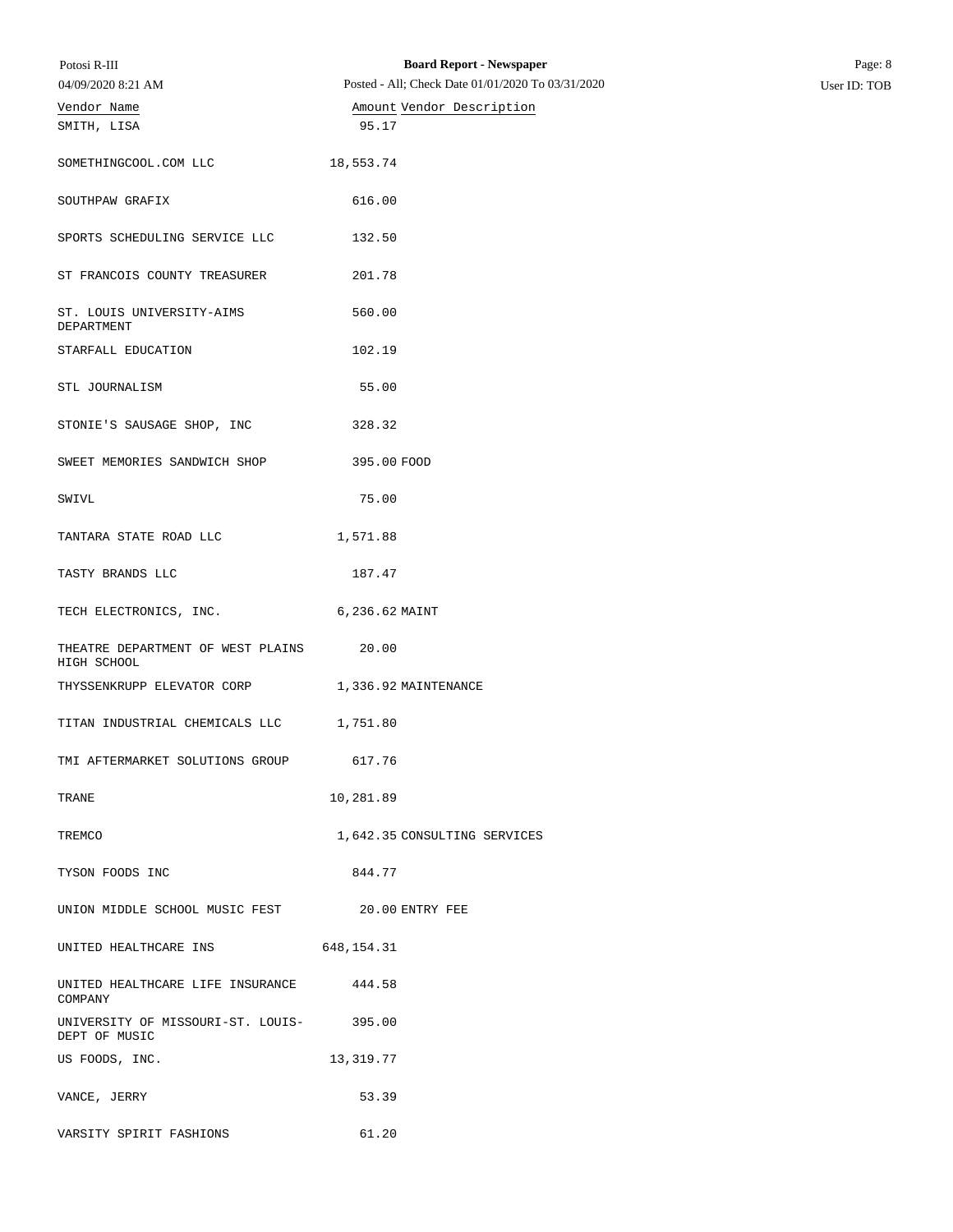| Vendor Name | Amount | Vendor Description |
| --- | --- | --- |
| SMITH, LISA | 95.17 | |
| SOMETHINGCOOL.COM LLC | 18,553.74 | |
| SOUTHPAW GRAFIX | 616.00 | |
| SPORTS SCHEDULING SERVICE LLC | 132.50 | |
| ST FRANCOIS COUNTY TREASURER | 201.78 | |
| ST. LOUIS UNIVERSITY-AIMS DEPARTMENT | 560.00 | |
| STARFALL EDUCATION | 102.19 | |
| STL JOURNALISM | 55.00 | |
| STONIE'S SAUSAGE SHOP, INC | 328.32 | |
| SWEET MEMORIES SANDWICH SHOP | 395.00 | FOOD |
| SWIVL | 75.00 | |
| TANTARA STATE ROAD LLC | 1,571.88 | |
| TASTY BRANDS LLC | 187.47 | |
| TECH ELECTRONICS, INC. | 6,236.62 | MAINT |
| THEATRE DEPARTMENT OF WEST PLAINS HIGH SCHOOL | 20.00 | |
| THYSSENKRUPP ELEVATOR CORP | 1,336.92 | MAINTENANCE |
| TITAN INDUSTRIAL CHEMICALS LLC | 1,751.80 | |
| TMI AFTERMARKET SOLUTIONS GROUP | 617.76 | |
| TRANE | 10,281.89 | |
| TREMCO | 1,642.35 | CONSULTING SERVICES |
| TYSON FOODS INC | 844.77 | |
| UNION MIDDLE SCHOOL MUSIC FEST | 20.00 | ENTRY FEE |
| UNITED HEALTHCARE INS | 648,154.31 | |
| UNITED HEALTHCARE LIFE INSURANCE COMPANY | 444.58 | |
| UNIVERSITY OF MISSOURI-ST. LOUIS-DEPT OF MUSIC | 395.00 | |
| US FOODS, INC. | 13,319.77 | |
| VANCE, JERRY | 53.39 | |
| VARSITY SPIRIT FASHIONS | 61.20 | |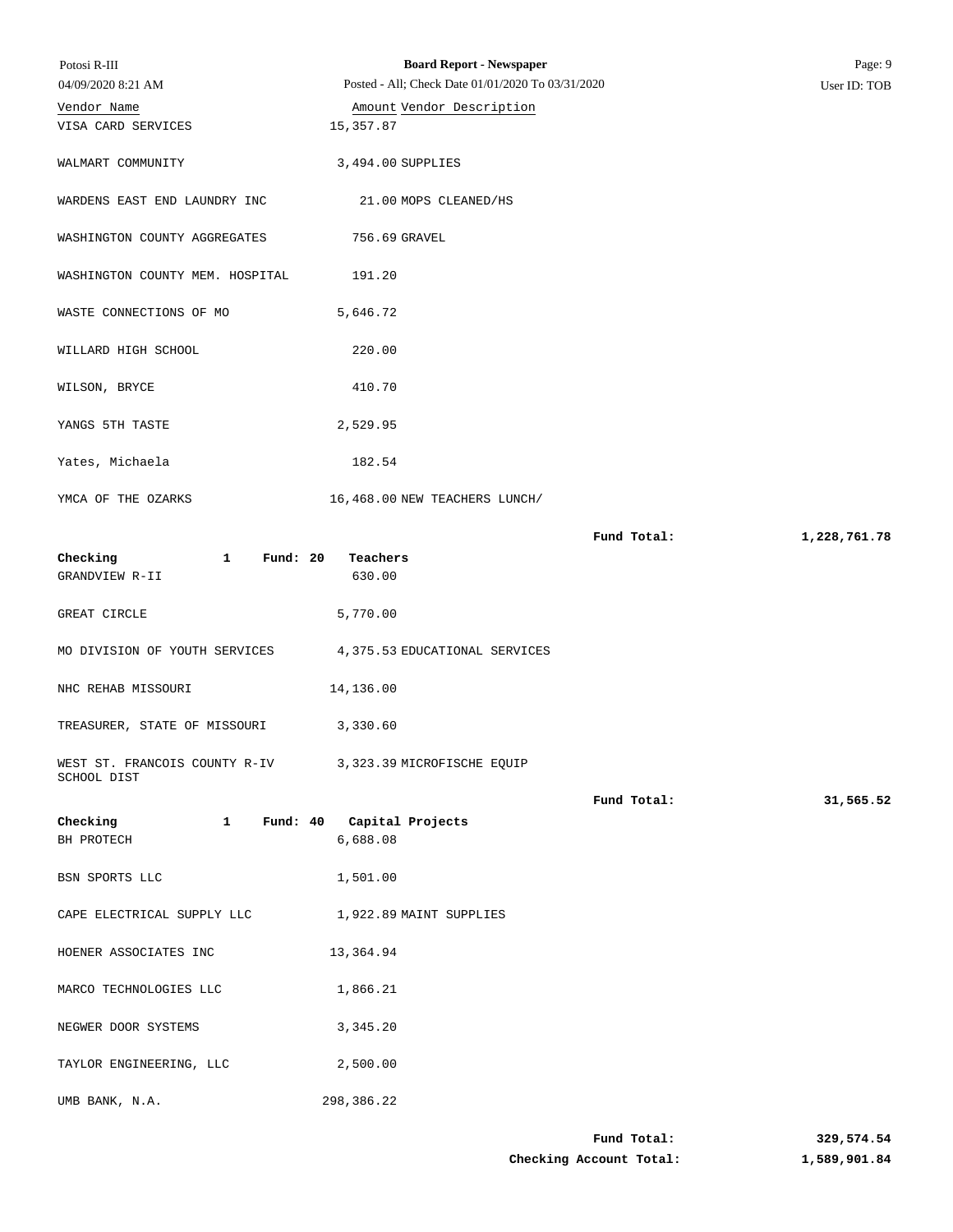| Vendor Name | Amount | Vendor Description |
|---|---|---|
| VISA CARD SERVICES | 15,357.87 | |
| WALMART COMMUNITY | 3,494.00 | SUPPLIES |
| WARDENS EAST END LAUNDRY INC | 21.00 | MOPS CLEANED/HS |
| WASHINGTON COUNTY AGGREGATES | 756.69 | GRAVEL |
| WASHINGTON COUNTY MEM. HOSPITAL | 191.20 | |
| WASTE CONNECTIONS OF MO | 5,646.72 | |
| WILLARD HIGH SCHOOL | 220.00 | |
| WILSON, BRYCE | 410.70 | |
| YANGS 5TH TASTE | 2,529.95 | |
| Yates, Michaela | 182.54 | |
| YMCA OF THE OZARKS | 16,468.00 | NEW TEACHERS LUNCH/ |
| | | **Fund Total:** **1,228,761.78** |

**Checking 1 Fund: 20 Teachers**

| Vendor Name | Amount | Vendor Description |
|---|---|---|
| GRANDVIEW R-II | 630.00 | |
| GREAT CIRCLE | 5,770.00 | |
| MO DIVISION OF YOUTH SERVICES | 4,375.53 | EDUCATIONAL SERVICES |
| NHC REHAB MISSOURI | 14,136.00 | |
| TREASURER, STATE OF MISSOURI | 3,330.60 | |
| WEST ST. FRANCOIS COUNTY R-IV SCHOOL DIST | 3,323.39 | MICROFISCHE EQUIP |
| | | **Fund Total:** **31,565.52** |

**Checking 1 Fund: 40 Capital Projects**

| Vendor Name | Amount | Vendor Description |
|---|---|---|
| BH PROTECH | 6,688.08 | |
| BSN SPORTS LLC | 1,501.00 | |
| CAPE ELECTRICAL SUPPLY LLC | 1,922.89 | MAINT SUPPLIES |
| HOENER ASSOCIATES INC | 13,364.94 | |
| MARCO TECHNOLOGIES LLC | 1,866.21 | |
| NEGWER DOOR SYSTEMS | 3,345.20 | |
| TAYLOR ENGINEERING, LLC | 2,500.00 | |
| UMB BANK, N.A. | 298,386.22 | |
| | | **Fund Total:** **329,574.54** |
| | | **Checking Account Total:** **1,589,901.84** |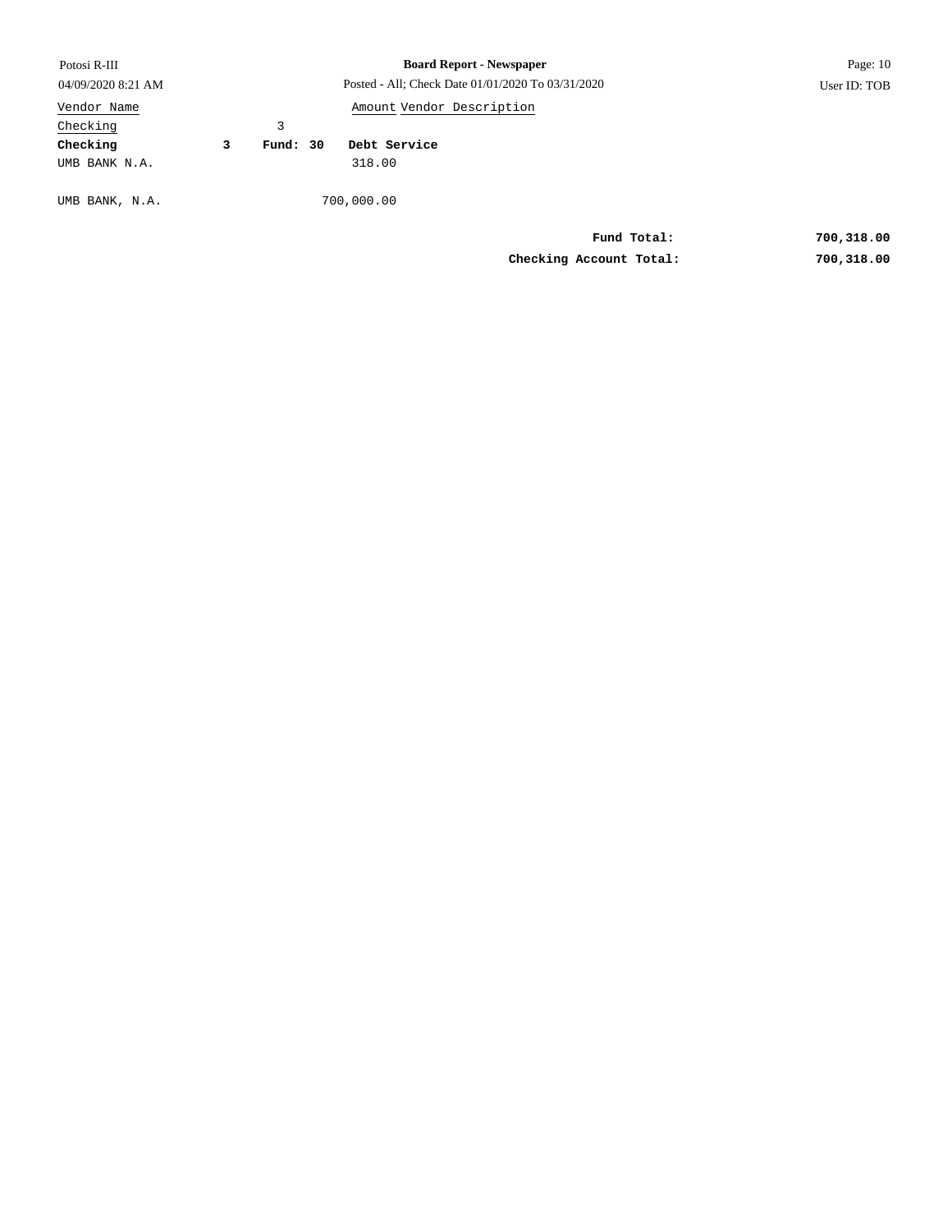| Vendor Name | | | Amount | Vendor Description |
| --- | --- | --- | --- | --- |
| Checking | | 3 | | |
| **Checking** | **3** | **Fund: 30** | **Debt Service** | |
| UMB BANK N.A. | | | 318.00 | |
| UMB BANK, N.A. | | | 700,000.00 | |

**Fund Total:** **700,318.00**

**Checking Account Total:** **700,318.00**